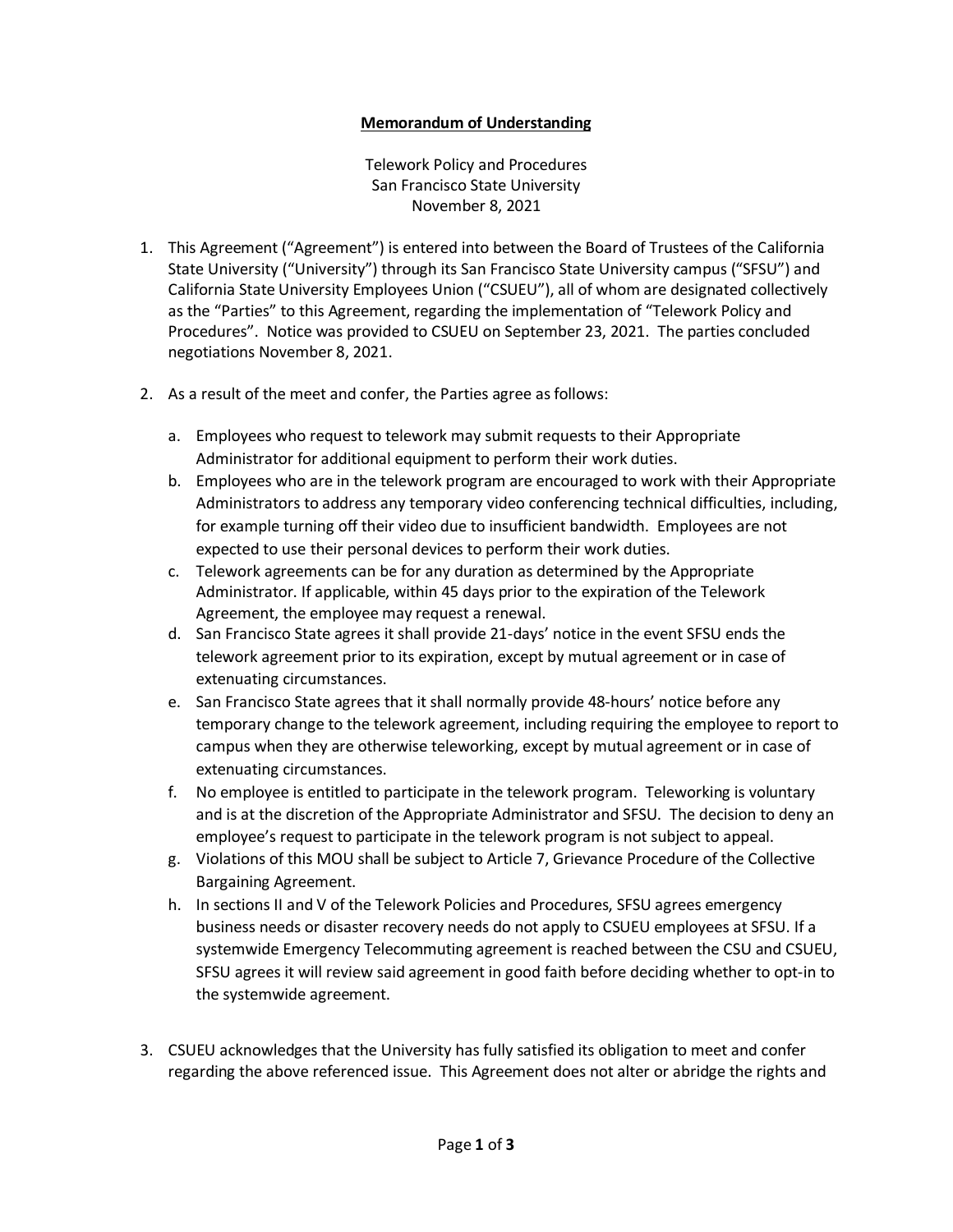**Memorandum of Understanding**

Telework Policy and Procedures
San Francisco State University
November 8, 2021

1. This Agreement ("Agreement") is entered into between the Board of Trustees of the California State University ("University") through its San Francisco State University campus ("SFSU") and California State University Employees Union ("CSUEU"), all of whom are designated collectively as the "Parties" to this Agreement, regarding the implementation of "Telework Policy and Procedures". Notice was provided to CSUEU on September 23, 2021. The parties concluded negotiations November 8, 2021.

2. As a result of the meet and confer, the Parties agree as follows:

   a. Employees who request to telework may submit requests to their Appropriate Administrator for additional equipment to perform their work duties.
   b. Employees who are in the telework program are encouraged to work with their Appropriate Administrators to address any temporary video conferencing technical difficulties, including, for example turning off their video due to insufficient bandwidth. Employees are not expected to use their personal devices to perform their work duties.
   c. Telework agreements can be for any duration as determined by the Appropriate Administrator. If applicable, within 45 days prior to the expiration of the Telework Agreement, the employee may request a renewal.
   d. San Francisco State agrees it shall provide 21-days' notice in the event SFSU ends the telework agreement prior to its expiration, except by mutual agreement or in case of extenuating circumstances.
   e. San Francisco State agrees that it shall normally provide 48-hours' notice before any temporary change to the telework agreement, including requiring the employee to report to campus when they are otherwise teleworking, except by mutual agreement or in case of extenuating circumstances.
   f. No employee is entitled to participate in the telework program. Teleworking is voluntary and is at the discretion of the Appropriate Administrator and SFSU. The decision to deny an employee's request to participate in the telework program is not subject to appeal.
   g. Violations of this MOU shall be subject to Article 7, Grievance Procedure of the Collective Bargaining Agreement.
   h. In sections II and V of the Telework Policies and Procedures, SFSU agrees emergency business needs or disaster recovery needs do not apply to CSUEU employees at SFSU. If a systemwide Emergency Telecommuting agreement is reached between the CSU and CSUEU, SFSU agrees it will review said agreement in good faith before deciding whether to opt-in to the systemwide agreement.

3. CSUEU acknowledges that the University has fully satisfied its obligation to meet and confer regarding the above referenced issue. This Agreement does not alter or abridge the rights and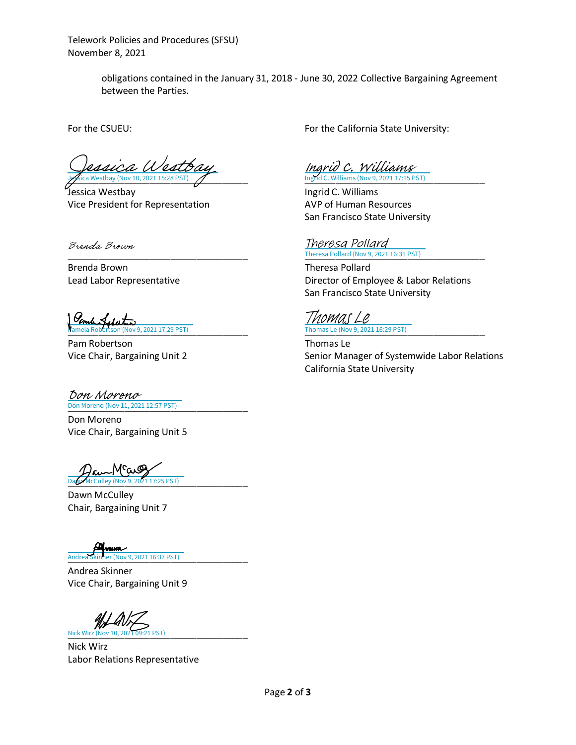obligations contained in the January 31, 2018 - June 30, 2022 Collective Bargaining Agreement between the Parties.

For the CSUEU:

Jessica Westbay (Nov 10, 2021 15:28 PST)

Jessica Westbay
Vice President for Representation

Brenda Brown

Brenda Brown
Lead Labor Representative

Pamela Robertson (Nov 9, 2021 17:29 PST)

Pam Robertson
Vice Chair, Bargaining Unit 2

Don Moreno (Nov 11, 2021 12:57 PST)

Don Moreno
Vice Chair, Bargaining Unit 5

Dawn McCulley (Nov 9, 2021 17:25 PST)

Dawn McCulley
Chair, Bargaining Unit 7

Andrea Skinner (Nov 9, 2021 16:37 PST)

Andrea Skinner
Vice Chair, Bargaining Unit 9

Nick Wirz (Nov 10, 2021 09:21 PST)

Nick Wirz
Labor Relations Representative

For the California State University:

Ingrid C. Williams (Nov 9, 2021 17:15 PST)

Ingrid C. Williams
AVP of Human Resources
San Francisco State University

Theresa Pollard (Nov 9, 2021 16:31 PST)

Theresa Pollard
Director of Employee & Labor Relations
San Francisco State University

Thomas Le (Nov 9, 2021 16:29 PST)

Thomas Le
Senior Manager of Systemwide Labor Relations
California State University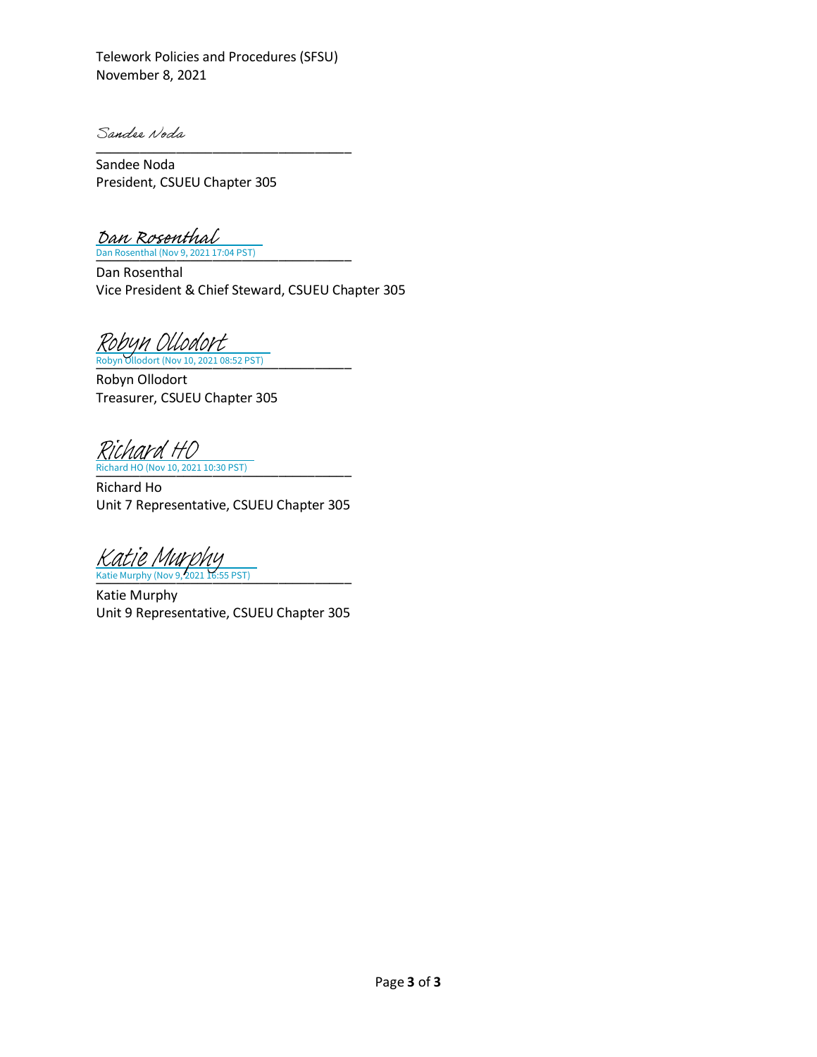Telework Policies and Procedures (SFSU)
November 8, 2021

Sandee Noda

______________________________

Sandee Noda
President, CSUEU Chapter 305

Dan Rosenthal
Dan Rosenthal (Nov 9, 2021 17:04 PST)

______________________________

Dan Rosenthal
Vice President & Chief Steward, CSUEU Chapter 305

Robyn Ollodort
Robyn Ollodort (Nov 10, 2021 08:52 PST)

______________________________

Robyn Ollodort
Treasurer, CSUEU Chapter 305

Richard HO
Richard HO (Nov 10, 2021 10:30 PST)

______________________________

Richard Ho
Unit 7 Representative, CSUEU Chapter 305

Katie Murphy
Katie Murphy (Nov 9, 2021 16:55 PST)

______________________________

Katie Murphy
Unit 9 Representative, CSUEU Chapter 305